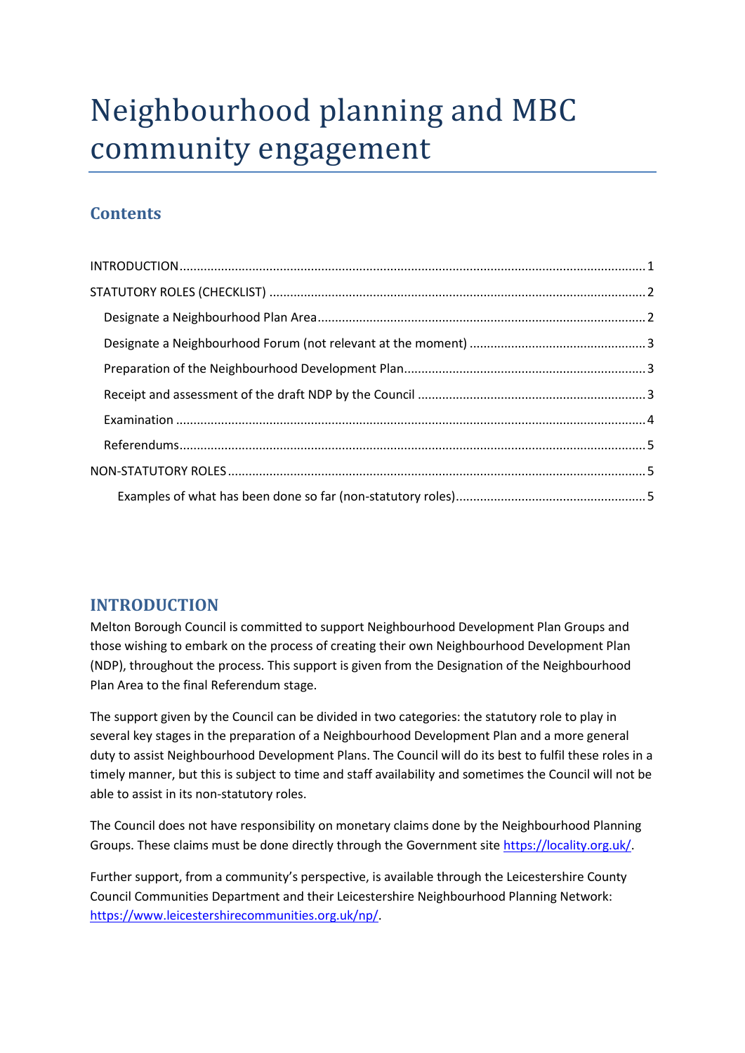# Neighbourhood planning and MBC community engagement

## Contents

INTRODUCTION ..... 1
STATUTORY ROLES (CHECKLIST) ..... 2
- Designate a Neighbourhood Plan Area ..... 2
- Designate a Neighbourhood Forum (not relevant at the moment) ..... 3
- Preparation of the Neighbourhood Development Plan ..... 3
- Receipt and assessment of the draft NDP by the Council ..... 3
- Examination ..... 4
- Referendums ..... 5

NON-STATUTORY ROLES ..... 5
- Examples of what has been done so far (non-statutory roles) ..... 5

## INTRODUCTION

Melton Borough Council is committed to support Neighbourhood Development Plan Groups and those wishing to embark on the process of creating their own Neighbourhood Development Plan (NDP), throughout the process. This support is given from the Designation of the Neighbourhood Plan Area to the final Referendum stage.

The support given by the Council can be divided in two categories: the statutory role to play in several key stages in the preparation of a Neighbourhood Development Plan and a more general duty to assist Neighbourhood Development Plans. The Council will do its best to fulfil these roles in a timely manner, but this is subject to time and staff availability and sometimes the Council will not be able to assist in its non-statutory roles.

The Council does not have responsibility on monetary claims done by the Neighbourhood Planning Groups. These claims must be done directly through the Government site https://locality.org.uk/.

Further support, from a community's perspective, is available through the Leicestershire County Council Communities Department and their Leicestershire Neighbourhood Planning Network: https://www.leicestershirecommunities.org.uk/np/.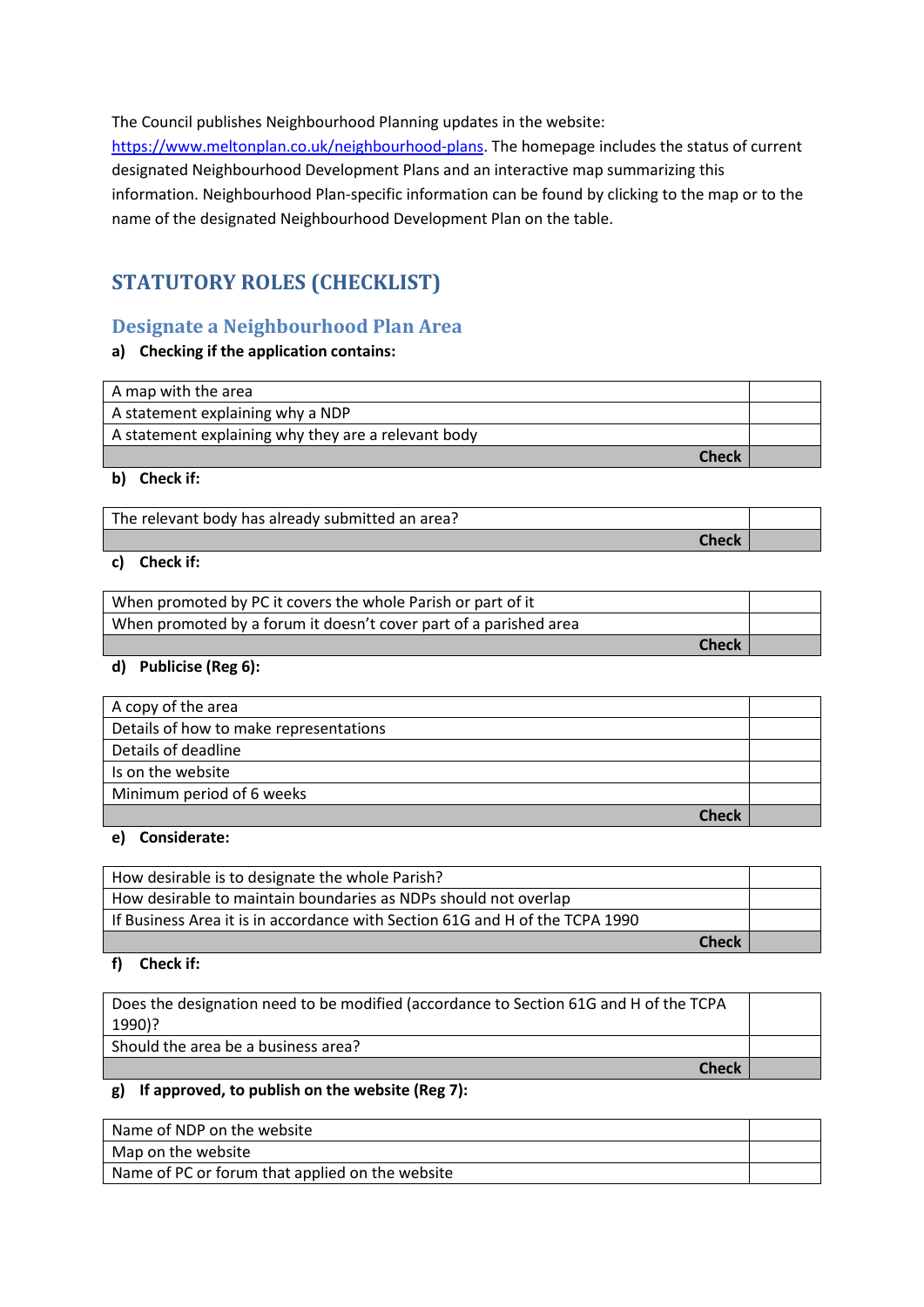The Council publishes Neighbourhood Planning updates in the website: [https://www.meltonplan.co.uk/neighbourhood-plans](https://www.meltonplan.co.uk/neighbourhood-plans). The homepage includes the status of current designated Neighbourhood Development Plans and an interactive map summarizing this information. Neighbourhood Plan-specific information can be found by clicking to the map or to the name of the designated Neighbourhood Development Plan on the table.

## STATUTORY ROLES (CHECKLIST)

### Designate a Neighbourhood Plan Area

**a) Checking if the application contains:**

| | |
|---|---|
| A map with the area | |
| A statement explaining why a NDP | |
| A statement explaining why they are a relevant body | |
| **Check** | |

**b) Check if:**

| | |
|---|---|
| The relevant body has already submitted an area? | |
| **Check** | |

**c) Check if:**

| | |
|---|---|
| When promoted by PC it covers the whole Parish or part of it | |
| When promoted by a forum it doesn't cover part of a parished area | |
| **Check** | |

**d) Publicise (Reg 6):**

| | |
|---|---|
| A copy of the area | |
| Details of how to make representations | |
| Details of deadline | |
| Is on the website | |
| Minimum period of 6 weeks | |
| **Check** | |

**e) Considerate:**

| | |
|---|---|
| How desirable is to designate the whole Parish? | |
| How desirable to maintain boundaries as NDPs should not overlap | |
| If Business Area it is in accordance with Section 61G and H of the TCPA 1990 | |
| **Check** | |

**f) Check if:**

| | |
|---|---|
| Does the designation need to be modified (accordance to Section 61G and H of the TCPA 1990)? | |
| Should the area be a business area? | |
| **Check** | |

**g) If approved, to publish on the website (Reg 7):**

| | |
|---|---|
| Name of NDP on the website | |
| Map on the website | |
| Name of PC or forum that applied on the website | |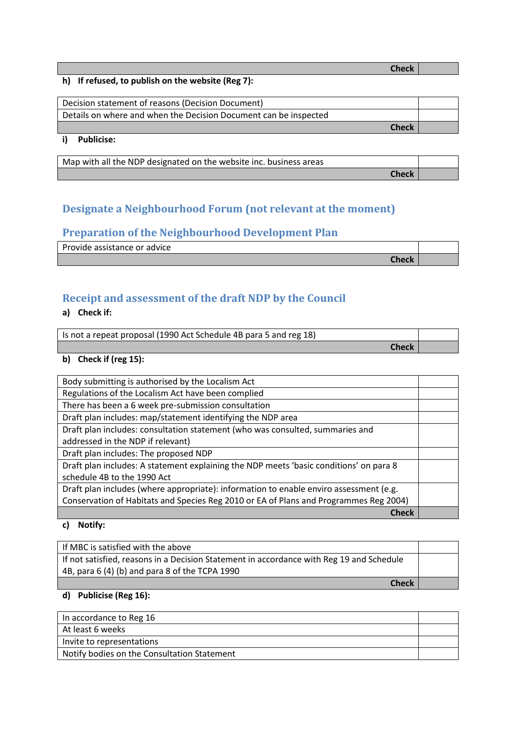| | |
|---|---|
| **Check** | |

**h) If refused, to publish on the website (Reg 7):**

| | |
|---|---|
| Decision statement of reasons (Decision Document) | |
| Details on where and when the Decision Document can be inspected | |
| **Check** | |

**i) Publicise:**

| | |
|---|---|
| Map with all the NDP designated on the website inc. business areas | |
| **Check** | |

## Designate a Neighbourhood Forum (not relevant at the moment)

## Preparation of the Neighbourhood Development Plan

| | |
|---|---|
| Provide assistance or advice | |
| **Check** | |

## Receipt and assessment of the draft NDP by the Council

**a) Check if:**

| | |
|---|---|
| Is not a repeat proposal (1990 Act Schedule 4B para 5 and reg 18) | |
| **Check** | |

**b) Check if (reg 15):**

| | |
|---|---|
| Body submitting is authorised by the Localism Act | |
| Regulations of the Localism Act have been complied | |
| There has been a 6 week pre-submission consultation | |
| Draft plan includes: map/statement identifying the NDP area | |
| Draft plan includes: consultation statement (who was consulted, summaries and addressed in the NDP if relevant) | |
| Draft plan includes: The proposed NDP | |
| Draft plan includes: A statement explaining the NDP meets 'basic conditions' on para 8 schedule 4B to the 1990 Act | |
| Draft plan includes (where appropriate): information to enable enviro assessment (e.g. Conservation of Habitats and Species Reg 2010 or EA of Plans and Programmes Reg 2004) | |
| **Check** | |

**c) Notify:**

| | |
|---|---|
| If MBC is satisfied with the above | |
| If not satisfied, reasons in a Decision Statement in accordance with Reg 19 and Schedule 4B, para 6 (4) (b) and para 8 of the TCPA 1990 | |
| **Check** | |

**d) Publicise (Reg 16):**

| | |
|---|---|
| In accordance to Reg 16 | |
| At least 6 weeks | |
| Invite to representations | |
| Notify bodies on the Consultation Statement | |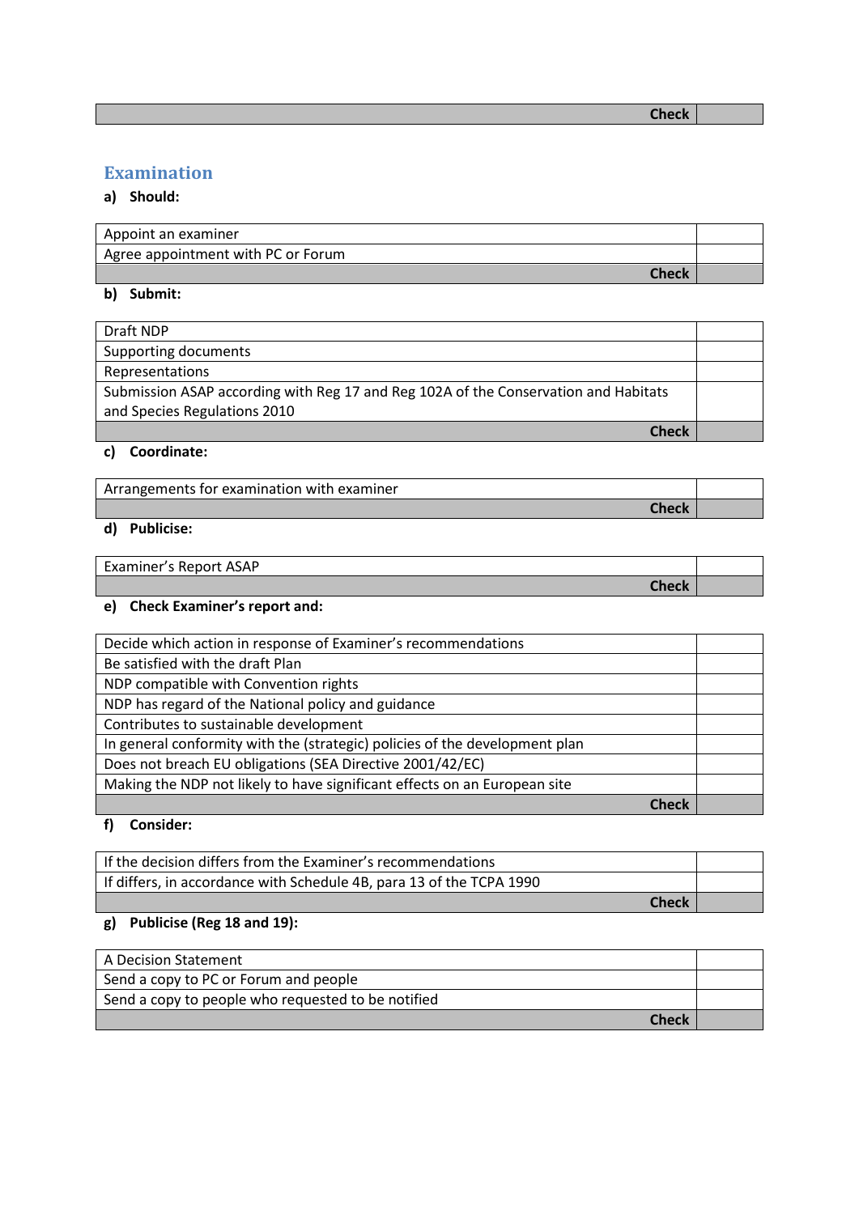| | |
|---|---|
| **Check** | |

## Examination

**a) Should:**

| | |
|---|---|
| Appoint an examiner | |
| Agree appointment with PC or Forum | |
| **Check** | |

**b) Submit:**

| | |
|---|---|
| Draft NDP | |
| Supporting documents | |
| Representations | |
| Submission ASAP according with Reg 17 and Reg 102A of the Conservation and Habitats and Species Regulations 2010 | |
| **Check** | |

**c) Coordinate:**

| | |
|---|---|
| Arrangements for examination with examiner | |
| **Check** | |

**d) Publicise:**

| | |
|---|---|
| Examiner's Report ASAP | |
| **Check** | |

**e) Check Examiner's report and:**

| | |
|---|---|
| Decide which action in response of Examiner's recommendations | |
| Be satisfied with the draft Plan | |
| NDP compatible with Convention rights | |
| NDP has regard of the National policy and guidance | |
| Contributes to sustainable development | |
| In general conformity with the (strategic) policies of the development plan | |
| Does not breach EU obligations (SEA Directive 2001/42/EC) | |
| Making the NDP not likely to have significant effects on an European site | |
| **Check** | |

**f) Consider:**

| | |
|---|---|
| If the decision differs from the Examiner's recommendations | |
| If differs, in accordance with Schedule 4B, para 13 of the TCPA 1990 | |
| **Check** | |

**g) Publicise (Reg 18 and 19):**

| | |
|---|---|
| A Decision Statement | |
| Send a copy to PC or Forum and people | |
| Send a copy to people who requested to be notified | |
| **Check** | |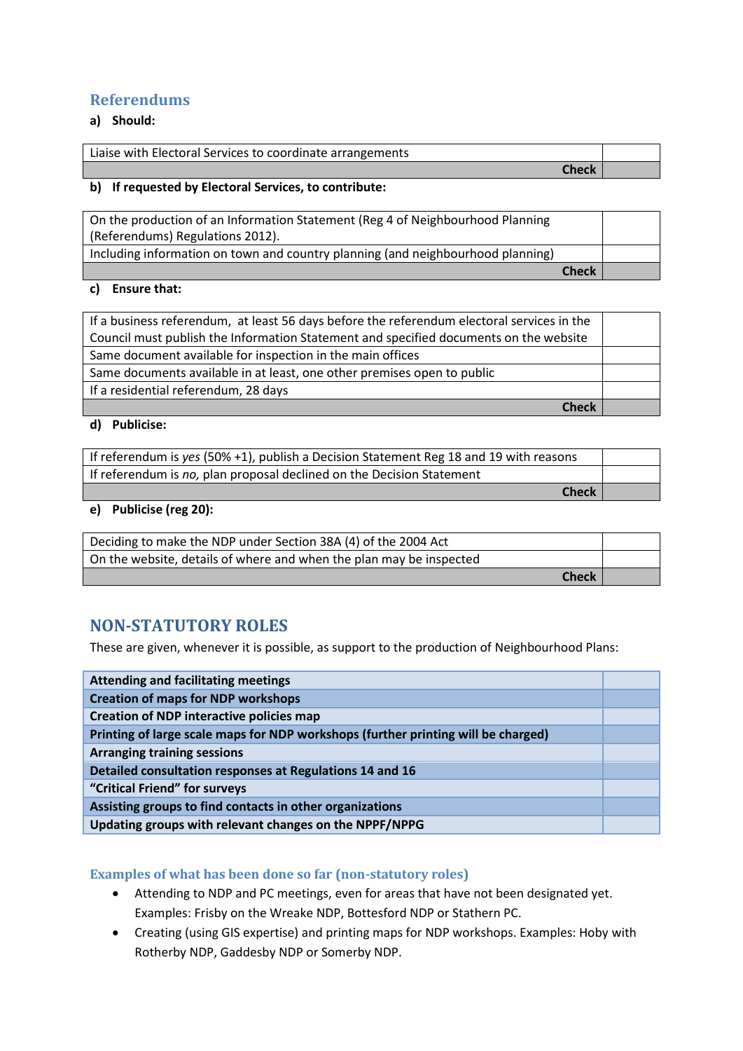## Referendums

**a) Should:**

| | |
|---|---|
| Liaise with Electoral Services to coordinate arrangements | |
| **Check** | |

**b) If requested by Electoral Services, to contribute:**

| | |
|---|---|
| On the production of an Information Statement (Reg 4 of Neighbourhood Planning (Referendums) Regulations 2012). | |
| Including information on town and country planning (and neighbourhood planning) | |
| **Check** | |

**c) Ensure that:**

| | |
|---|---|
| If a business referendum, at least 56 days before the referendum electoral services in the Council must publish the Information Statement and specified documents on the website | |
| Same document available for inspection in the main offices | |
| Same documents available in at least, one other premises open to public | |
| If a residential referendum, 28 days | |
| **Check** | |

**d) Publicise:**

| | |
|---|---|
| If referendum is *yes* (50% +1), publish a Decision Statement Reg 18 and 19 with reasons | |
| If referendum is *no,* plan proposal declined on the Decision Statement | |
| **Check** | |

**e) Publicise (reg 20):**

| | |
|---|---|
| Deciding to make the NDP under Section 38A (4) of the 2004 Act | |
| On the website, details of where and when the plan may be inspected | |
| **Check** | |

## NON-STATUTORY ROLES

These are given, whenever it is possible, as support to the production of Neighbourhood Plans:

| | |
|---|---|
| **Attending and facilitating meetings** | |
| **Creation of maps for NDP workshops** | |
| **Creation of NDP interactive policies map** | |
| **Printing of large scale maps for NDP workshops (further printing will be charged)** | |
| **Arranging training sessions** | |
| **Detailed consultation responses at Regulations 14 and 16** | |
| **“Critical Friend” for surveys** | |
| **Assisting groups to find contacts in other organizations** | |
| **Updating groups with relevant changes on the NPPF/NPPG** | |

### Examples of what has been done so far (non-statutory roles)

- Attending to NDP and PC meetings, even for areas that have not been designated yet. Examples: Frisby on the Wreake NDP, Bottesford NDP or Stathern PC.
- Creating (using GIS expertise) and printing maps for NDP workshops. Examples: Hoby with Rotherby NDP, Gaddesby NDP or Somerby NDP.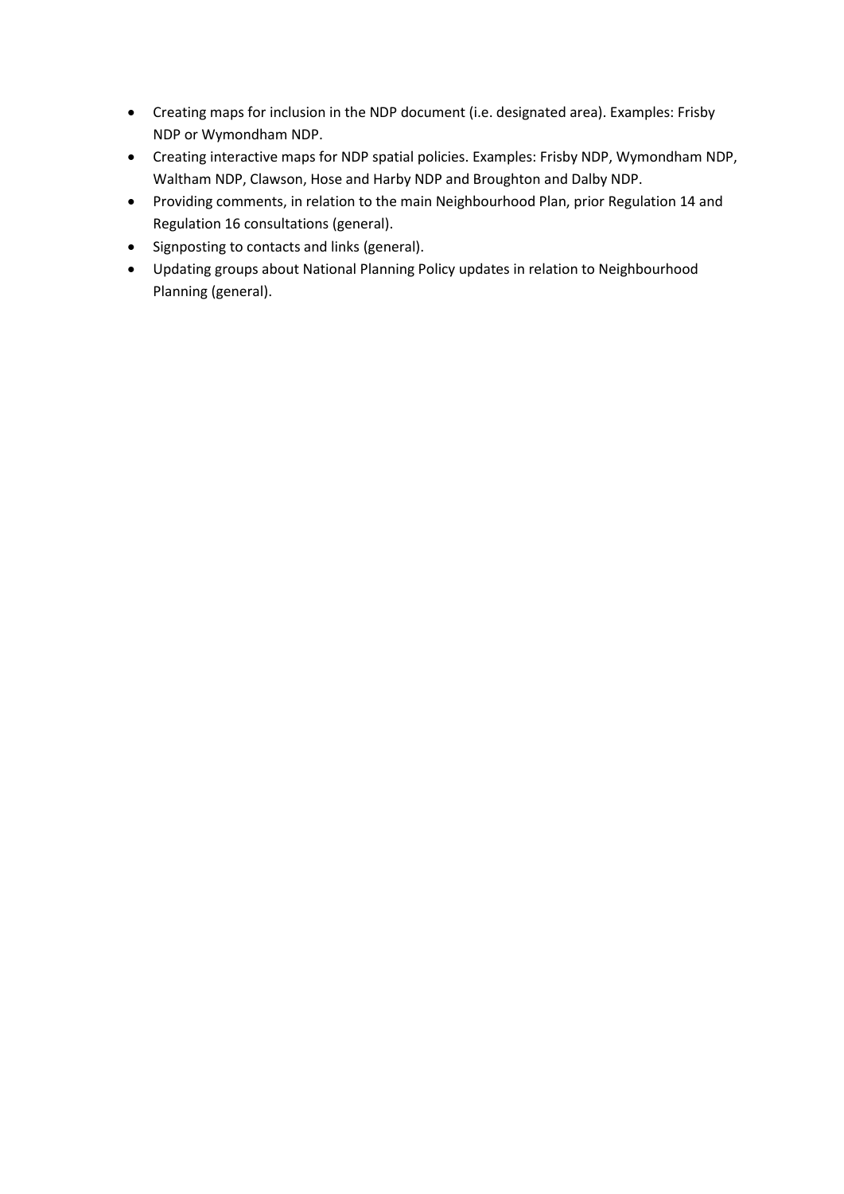- Creating maps for inclusion in the NDP document (i.e. designated area). Examples: Frisby NDP or Wymondham NDP.
- Creating interactive maps for NDP spatial policies. Examples: Frisby NDP, Wymondham NDP, Waltham NDP, Clawson, Hose and Harby NDP and Broughton and Dalby NDP.
- Providing comments, in relation to the main Neighbourhood Plan, prior Regulation 14 and Regulation 16 consultations (general).
- Signposting to contacts and links (general).
- Updating groups about National Planning Policy updates in relation to Neighbourhood Planning (general).